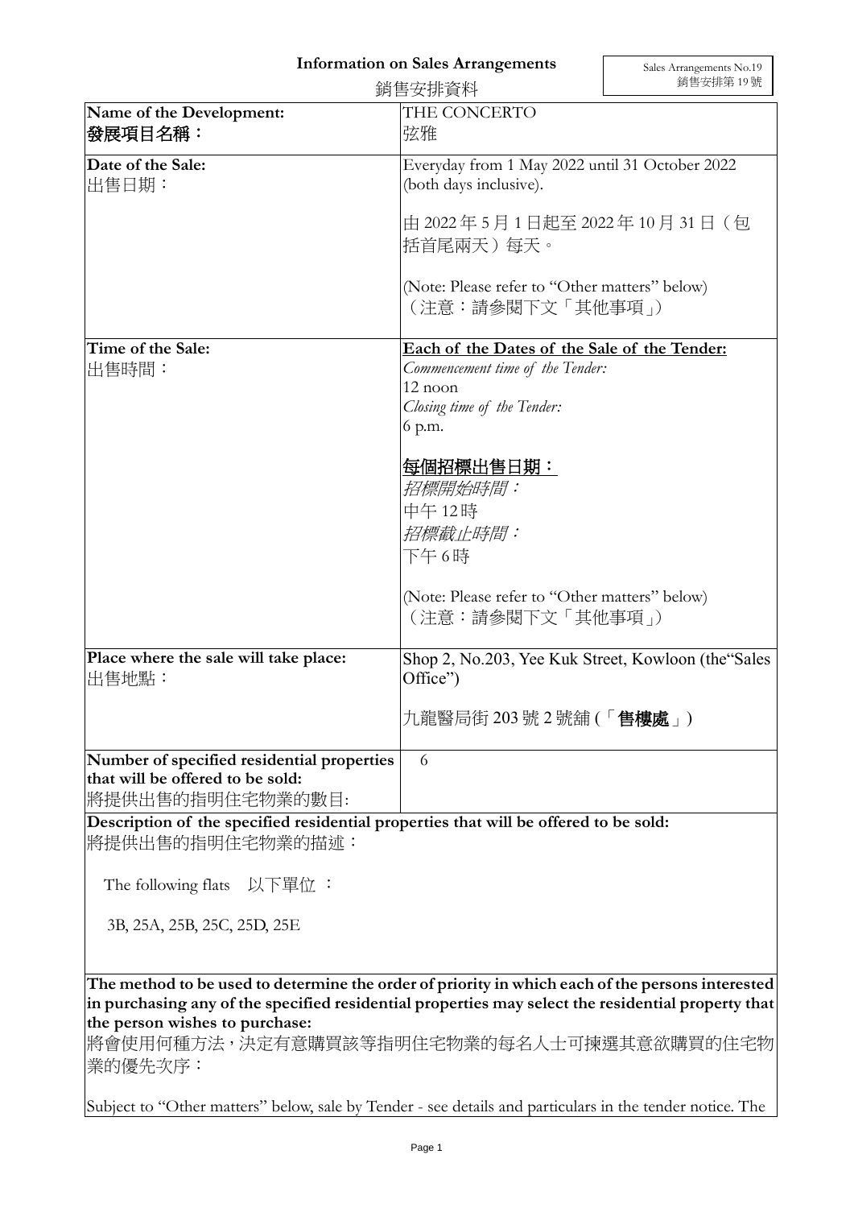# Information on Sales Arrangements

# 銷售安排資料

Sales Arrangements No.19
銷售安排第 19 號

| | |
|---|---|
| **Name of the Development:**<br>**發展項目名稱：** | THE CONCERTO<br>弦雅 |
| **Date of the Sale:**<br>出售日期： | Everyday from 1 May 2022 until 31 October 2022 (both days inclusive).<br><br>由 2022 年 5 月 1 日起至 2022 年 10 月 31 日（包括首尾兩天）每天。<br><br>(Note: Please refer to "Other matters" below)<br>（注意：請參閱下文「其他事項」） |
| **Time of the Sale:**<br>出售時間： | <u>**Each of the Dates of the Sale of the Tender:**</u><br>*Commencement time of the Tender:*<br>12 noon<br>*Closing time of the Tender:*<br>6 p.m.<br><br><u>**每個招標出售日期：**</u><br>*招標開始時間：*<br>中午 12時<br>*招標截止時間：*<br>下午 6時<br><br>(Note: Please refer to "Other matters" below)<br>（注意：請參閱下文「其他事項」） |
| **Place where the sale will take place:**<br>出售地點： | Shop 2, No.203, Yee Kuk Street, Kowloon (the"Sales Office")<br><br>九龍醫局街 203 號 2 號舖 (「**售樓處**」) |
| **Number of specified residential properties that will be offered to be sold:**<br>將提供出售的指明住宅物業的數目: | 6 |

**Description of the specified residential properties that will be offered to be sold:**
將提供出售的指明住宅物業的描述：

The following flats 以下單位 ：

3B, 25A, 25B, 25C, 25D, 25E

**The method to be used to determine the order of priority in which each of the persons interested in purchasing any of the specified residential properties may select the residential property that the person wishes to purchase:**
將會使用何種方法，決定有意購買該等指明住宅物業的每名人士可揀選其意欲購買的住宅物業的優先次序：

Subject to "Other matters" below, sale by Tender - see details and particulars in the tender notice. The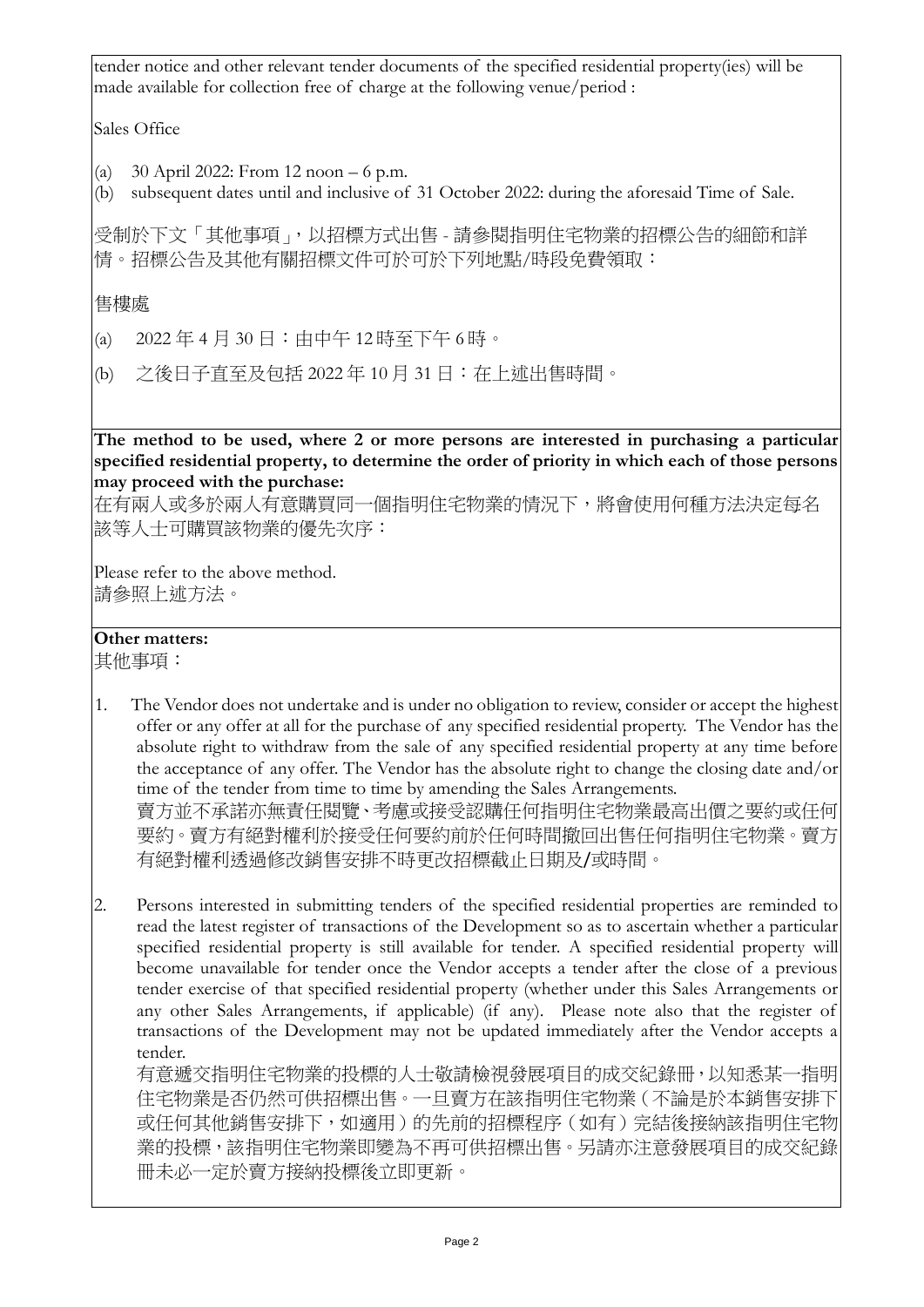tender notice and other relevant tender documents of the specified residential property(ies) will be made available for collection free of charge at the following venue/period :

Sales Office

(a) 30 April 2022: From 12 noon – 6 p.m.
(b) subsequent dates until and inclusive of 31 October 2022: during the aforesaid Time of Sale.

受制於下文「其他事項」，以招標方式出售 - 請參閱指明住宅物業的招標公告的細節和詳情。招標公告及其他有關招標文件可於可於下列地點/時段免費領取：

售樓處

(a) 2022 年 4 月 30 日：由中午 12 時至下午 6 時。

(b) 之後日子直至及包括 2022 年 10 月 31 日：在上述出售時間。

**The method to be used, where 2 or more persons are interested in purchasing a particular specified residential property, to determine the order of priority in which each of those persons may proceed with the purchase:**
在有兩人或多於兩人有意購買同一個指明住宅物業的情況下，將會使用何種方法決定每名該等人士可購買該物業的優先次序：

Please refer to the above method.
請參照上述方法。

**Other matters:**
其他事項：

1. The Vendor does not undertake and is under no obligation to review, consider or accept the highest offer or any offer at all for the purchase of any specified residential property. The Vendor has the absolute right to withdraw from the sale of any specified residential property at any time before the acceptance of any offer. The Vendor has the absolute right to change the closing date and/or time of the tender from time to time by amending the Sales Arrangements.
   賣方並不承諾亦無責任閱覽、考慮或接受認購任何指明住宅物業最高出價之要約或任何要約。賣方有絕對權利於接受任何要約前於任何時間撤回出售任何指明住宅物業。賣方有絕對權利透過修改銷售安排不時更改招標截止日期及/或時間。

2. Persons interested in submitting tenders of the specified residential properties are reminded to read the latest register of transactions of the Development so as to ascertain whether a particular specified residential property is still available for tender. A specified residential property will become unavailable for tender once the Vendor accepts a tender after the close of a previous tender exercise of that specified residential property (whether under this Sales Arrangements or any other Sales Arrangements, if applicable) (if any). Please note also that the register of transactions of the Development may not be updated immediately after the Vendor accepts a tender.
   有意遞交指明住宅物業的投標的人士敬請檢視發展項目的成交紀錄冊，以知悉某一指明住宅物業是否仍然可供招標出售。一旦賣方在該指明住宅物業（不論是於本銷售安排下或任何其他銷售安排下，如適用）的先前的招標程序（如有）完結後接納該指明住宅物業的投標，該指明住宅物業即變為不再可供招標出售。另請亦注意發展項目的成交紀錄冊未必一定於賣方接納投標後立即更新。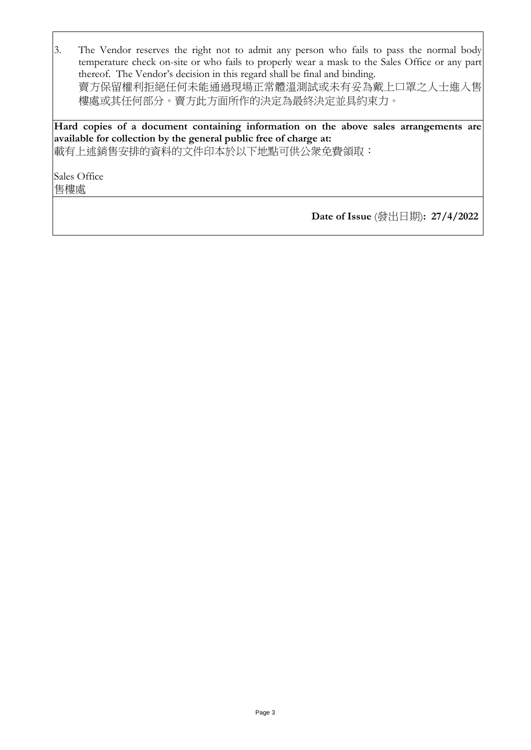3. The Vendor reserves the right not to admit any person who fails to pass the normal body temperature check on-site or who fails to properly wear a mask to the Sales Office or any part thereof. The Vendor's decision in this regard shall be final and binding.
賣方保留權利拒絕任何未能通過現場正常體溫測試或未有妥為戴上口罩之人士進入售樓處或其任何部分。賣方此方面所作的決定為最終決定並具約束力。

**Hard copies of a document containing information on the above sales arrangements are available for collection by the general public free of charge at:**
載有上述銷售安排的資料的文件印本於以下地點可供公眾免費領取：

Sales Office
售樓處

**Date of Issue** (發出日期)**: 27/4/2022**